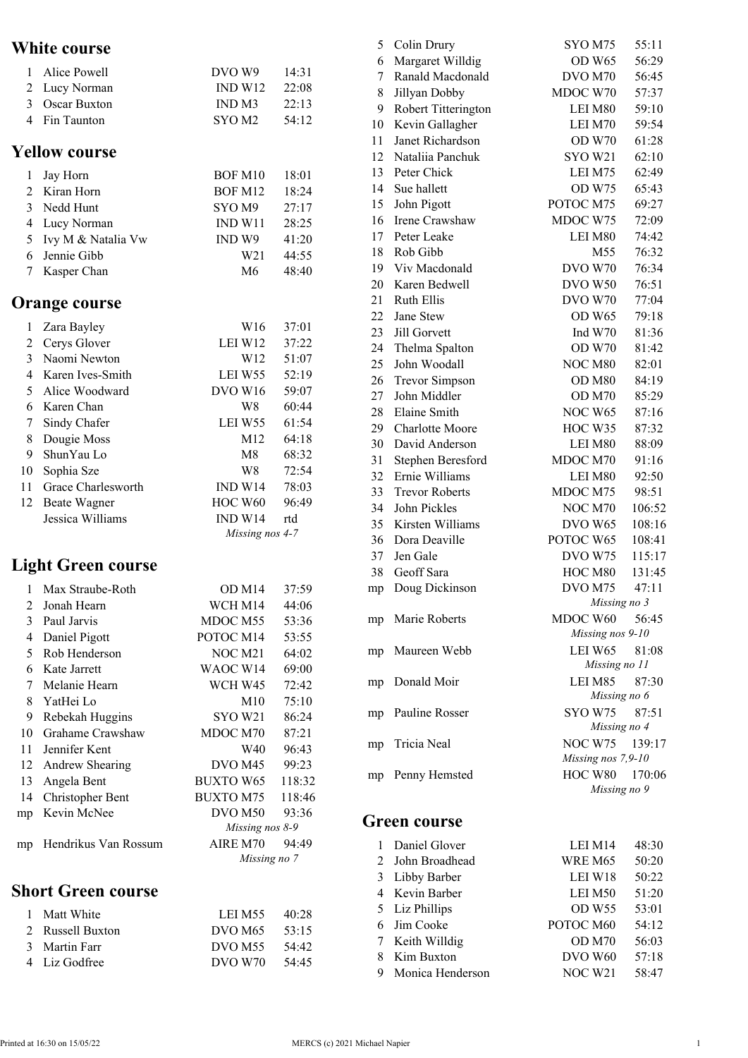## White course

| Pos | Name | Class | Time |
|---|---|---|---|
| 1 | Alice Powell | DVO W9 | 14:31 |
| 2 | Lucy Norman | IND W12 | 22:08 |
| 3 | Oscar Buxton | IND M3 | 22:13 |
| 4 | Fin Taunton | SYO M2 | 54:12 |

## Yellow course

| Pos | Name | Class | Time |
|---|---|---|---|
| 1 | Jay Horn | BOF M10 | 18:01 |
| 2 | Kiran Horn | BOF M12 | 18:24 |
| 3 | Nedd Hunt | SYO M9 | 27:17 |
| 4 | Lucy Norman | IND W11 | 28:25 |
| 5 | Ivy M & Natalia Vw | IND W9 | 41:20 |
| 6 | Jennie Gibb | W21 | 44:55 |
| 7 | Kasper Chan | M6 | 48:40 |

## Orange course

| Pos | Name | Class | Time |
|---|---|---|---|
| 1 | Zara Bayley | W16 | 37:01 |
| 2 | Cerys Glover | LEI W12 | 37:22 |
| 3 | Naomi Newton | W12 | 51:07 |
| 4 | Karen Ives-Smith | LEI W55 | 52:19 |
| 5 | Alice Woodward | DVO W16 | 59:07 |
| 6 | Karen Chan | W8 | 60:44 |
| 7 | Sindy Chafer | LEI W55 | 61:54 |
| 8 | Dougie Moss | M12 | 64:18 |
| 9 | ShunYau Lo | M8 | 68:32 |
| 10 | Sophia Sze | W8 | 72:54 |
| 11 | Grace Charlesworth | IND W14 | 78:03 |
| 12 | Beate Wagner | HOC W60 | 96:49 |
| | Jessica Williams | IND W14 | rtd |
| | | *Missing nos 4-7* | |

## Light Green course

| Pos | Name | Class | Time |
|---|---|---|---|
| 1 | Max Straube-Roth | OD M14 | 37:59 |
| 2 | Jonah Hearn | WCH M14 | 44:06 |
| 3 | Paul Jarvis | MDOC M55 | 53:36 |
| 4 | Daniel Pigott | POTOC M14 | 53:55 |
| 5 | Rob Henderson | NOC M21 | 64:02 |
| 6 | Kate Jarrett | WAOC W14 | 69:00 |
| 7 | Melanie Hearn | WCH W45 | 72:42 |
| 8 | YatHei Lo | M10 | 75:10 |
| 9 | Rebekah Huggins | SYO W21 | 86:24 |
| 10 | Grahame Crawshaw | MDOC M70 | 87:21 |
| 11 | Jennifer Kent | W40 | 96:43 |
| 12 | Andrew Shearing | DVO M45 | 99:23 |
| 13 | Angela Bent | BUXTO W65 | 118:32 |
| 14 | Christopher Bent | BUXTO M75 | 118:46 |
| mp | Kevin McNee | DVO M50 | 93:36 |
| | | *Missing nos 8-9* | |
| mp | Hendrikus Van Rossum | AIRE M70 | 94:49 |
| | | *Missing no 7* | |

## Short Green course

| Pos | Name | Class | Time |
|---|---|---|---|
| 1 | Matt White | LEI M55 | 40:28 |
| 2 | Russell Buxton | DVO M65 | 53:15 |
| 3 | Martin Farr | DVO M55 | 54:42 |
| 4 | Liz Godfree | DVO W70 | 54:45 |
| 5 | Colin Drury | SYO M75 | 55:11 |
| 6 | Margaret Willdig | OD W65 | 56:29 |
| 7 | Ranald Macdonald | DVO M70 | 56:45 |
| 8 | Jillyan Dobby | MDOC W70 | 57:37 |
| 9 | Robert Titterington | LEI M80 | 59:10 |
| 10 | Kevin Gallagher | LEI M70 | 59:54 |
| 11 | Janet Richardson | OD W70 | 61:28 |
| 12 | Nataliia Panchuk | SYO W21 | 62:10 |
| 13 | Peter Chick | LEI M75 | 62:49 |
| 14 | Sue hallett | OD W75 | 65:43 |
| 15 | John Pigott | POTOC M75 | 69:27 |
| 16 | Irene Crawshaw | MDOC W75 | 72:09 |
| 17 | Peter Leake | LEI M80 | 74:42 |
| 18 | Rob Gibb | M55 | 76:32 |
| 19 | Viv Macdonald | DVO W70 | 76:34 |
| 20 | Karen Bedwell | DVO W50 | 76:51 |
| 21 | Ruth Ellis | DVO W70 | 77:04 |
| 22 | Jane Stew | OD W65 | 79:18 |
| 23 | Jill Gorvett | Ind W70 | 81:36 |
| 24 | Thelma Spalton | OD W70 | 81:42 |
| 25 | John Woodall | NOC M80 | 82:01 |
| 26 | Trevor Simpson | OD M80 | 84:19 |
| 27 | John Middler | OD M70 | 85:29 |
| 28 | Elaine Smith | NOC W65 | 87:16 |
| 29 | Charlotte Moore | HOC W35 | 87:32 |
| 30 | David Anderson | LEI M80 | 88:09 |
| 31 | Stephen Beresford | MDOC M70 | 91:16 |
| 32 | Ernie Williams | LEI M80 | 92:50 |
| 33 | Trevor Roberts | MDOC M75 | 98:51 |
| 34 | John Pickles | NOC M70 | 106:52 |
| 35 | Kirsten Williams | DVO W65 | 108:16 |
| 36 | Dora Deaville | POTOC W65 | 108:41 |
| 37 | Jen Gale | DVO W75 | 115:17 |
| 38 | Geoff Sara | HOC M80 | 131:45 |
| mp | Doug Dickinson | DVO M75 | 47:11 |
| | | *Missing no 3* | |
| mp | Marie Roberts | MDOC W60 | 56:45 |
| | | *Missing nos 9-10* | |
| mp | Maureen Webb | LEI W65 | 81:08 |
| | | *Missing no 11* | |
| mp | Donald Moir | LEI M85 | 87:30 |
| | | *Missing no 6* | |
| mp | Pauline Rosser | SYO W75 | 87:51 |
| | | *Missing no 4* | |
| mp | Tricia Neal | NOC W75 | 139:17 |
| | | *Missing nos 7,9-10* | |
| mp | Penny Hemsted | HOC W80 | 170:06 |
| | | *Missing no 9* | |

## Green course

| Pos | Name | Class | Time |
|---|---|---|---|
| 1 | Daniel Glover | LEI M14 | 48:30 |
| 2 | John Broadhead | WRE M65 | 50:20 |
| 3 | Libby Barber | LEI W18 | 50:22 |
| 4 | Kevin Barber | LEI M50 | 51:20 |
| 5 | Liz Phillips | OD W55 | 53:01 |
| 6 | Jim Cooke | POTOC M60 | 54:12 |
| 7 | Keith Willdig | OD M70 | 56:03 |
| 8 | Kim Buxton | DVO W60 | 57:18 |
| 9 | Monica Henderson | NOC W21 | 58:47 |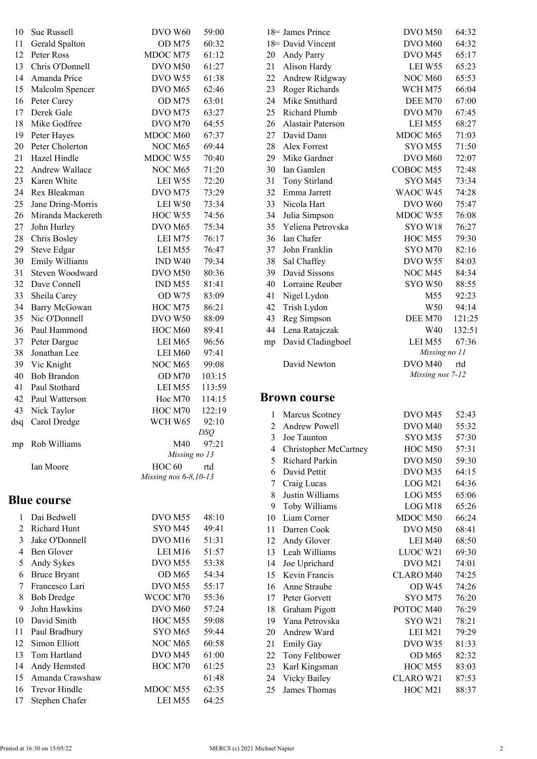| | | | |
|---|---|---|---|
| 10 | Sue Russell | DVO W60 | 59:00 |
| 11 | Gerald Spalton | OD M75 | 60:32 |
| 12 | Peter Ross | MDOC M75 | 61:12 |
| 13 | Chris O'Donnell | DVO M50 | 61:27 |
| 14 | Amanda Price | DVO W55 | 61:38 |
| 15 | Malcolm Spencer | DVO M65 | 62:46 |
| 16 | Peter Carey | OD M75 | 63:01 |
| 17 | Derek Gale | DVO M75 | 63:27 |
| 18 | Mike Godfree | DVO M70 | 64:55 |
| 19 | Peter Hayes | MDOC M60 | 67:37 |
| 20 | Peter Cholerton | NOC M65 | 69:44 |
| 21 | Hazel Hindle | MDOC W55 | 70:40 |
| 22 | Andrew Wallace | NOC M65 | 71:20 |
| 23 | Karen White | LEI W55 | 72:20 |
| 24 | Rex Bleakman | DVO M75 | 73:29 |
| 25 | Jane Dring-Morris | LEI W50 | 73:34 |
| 26 | Miranda Mackereth | HOC W55 | 74:56 |
| 27 | John Hurley | DVO M65 | 75:34 |
| 28 | Chris Bosley | LEI M75 | 76:17 |
| 29 | Steve Edgar | LEI M55 | 76:47 |
| 30 | Emily Williams | IND W40 | 79:34 |
| 31 | Steven Woodward | DVO M50 | 80:36 |
| 32 | Dave Connell | IND M55 | 81:41 |
| 33 | Sheila Carey | OD W75 | 83:09 |
| 34 | Barry McGowan | HOC M75 | 86:21 |
| 35 | Nic O'Donnell | DVO W50 | 88:09 |
| 36 | Paul Hammond | HOC M60 | 89:41 |
| 37 | Peter Dargue | LEI M65 | 96:56 |
| 38 | Jonathan Lee | LEI M60 | 97:41 |
| 39 | Vic Knight | NOC M65 | 99:08 |
| 40 | Bob Brandon | OD M70 | 103:15 |
| 41 | Paul Stothard | LEI M55 | 113:59 |
| 42 | Paul Watterson | Hoc M70 | 114:15 |
| 43 | Nick Taylor | HOC M70 | 122:19 |
| dsq | Carol Dredge | WCH W65 | 92:10 *DSQ* |
| mp | Rob Williams | M40 | 97:21 |
| | | *Missing no 13* | |
| | Ian Moore | HOC 60 | rtd |
| | | *Missing nos 6-8,10-13* | |

## Blue course

| | | | |
|---|---|---|---|
| 1 | Dai Bedwell | DVO M55 | 48:10 |
| 2 | Richard Hunt | SYO M45 | 49:41 |
| 3 | Jake O'Donnell | DVO M16 | 51:31 |
| 4 | Ben Glover | LEI M16 | 51:57 |
| 5 | Andy Sykes | DVO M55 | 53:38 |
| 6 | Bruce Bryant | OD M65 | 54:34 |
| 7 | Francesco Lari | DVO M55 | 55:17 |
| 8 | Bob Dredge | WCOC M70 | 55:36 |
| 9 | John Hawkins | DVO M60 | 57:24 |
| 10 | David Smith | HOC M55 | 59:08 |
| 11 | Paul Bradbury | SYO M65 | 59:44 |
| 12 | Simon Elliott | NOC M65 | 60:58 |
| 13 | Tom Hartland | DVO M45 | 61:00 |
| 14 | Andy Hemsted | HOC M70 | 61:25 |
| 15 | Amanda Crawshaw | | 61:48 |
| 16 | Trevor Hindle | MDOC M55 | 62:35 |
| 17 | Stephen Chafer | LEI M55 | 64:25 |
| 18= | James Prince | DVO M50 | 64:32 |
| 18= | David Vincent | DVO M60 | 64:32 |
| 20 | Andy Parry | DVO M45 | 65:17 |
| 21 | Alison Hardy | LEI W55 | 65:23 |
| 22 | Andrew Ridgway | NOC M60 | 65:53 |
| 23 | Roger Richards | WCH M75 | 66:04 |
| 24 | Mike Smithard | DEE M70 | 67:00 |
| 25 | Richard Plumb | DVO M70 | 67:45 |
| 26 | Alastair Paterson | LEI M55 | 68:27 |
| 27 | David Dann | MDOC M65 | 71:03 |
| 28 | Alex Forrest | SYO M55 | 71:50 |
| 29 | Mike Gardner | DVO M60 | 72:07 |
| 30 | Ian Gamlen | COBOC M55 | 72:48 |
| 31 | Tony Stirland | SYO M45 | 73:34 |
| 32 | Emma Jarrett | WAOC W45 | 74:28 |
| 33 | Nicola Hart | DVO W60 | 75:47 |
| 34 | Julia Simpson | MDOC W55 | 76:08 |
| 35 | Yeliena Petrovska | SYO W18 | 76:27 |
| 36 | Ian Chafer | HOC M55 | 79:30 |
| 37 | John Franklin | SYO M70 | 82:16 |
| 38 | Sal Chaffey | DVO W55 | 84:03 |
| 39 | David Sissons | NOC M45 | 84:34 |
| 40 | Lorraine Reuber | SYO W50 | 88:55 |
| 41 | Nigel Lydon | M55 | 92:23 |
| 42 | Trish Lydon | W50 | 94:14 |
| 43 | Reg Simpson | DEE M70 | 121:25 |
| 44 | Lena Ratajczak | W40 | 132:51 |
| mp | David Cladingboel | LEI M55 | 67:36 |
| | | *Missing no 11* | |
| | David Newton | DVO M40 | rtd |
| | | *Missing nos 7-12* | |

## Brown course

| | | | |
|---|---|---|---|
| 1 | Marcus Scotney | DVO M45 | 52:43 |
| 2 | Andrew Powell | DVO M40 | 55:32 |
| 3 | Joe Taunton | SYO M35 | 57:30 |
| 4 | Christopher McCartney | HOC M50 | 57:31 |
| 5 | Richard Parkin | DVO M50 | 59:30 |
| 6 | David Pettit | DVO M35 | 64:15 |
| 7 | Craig Lucas | LOG M21 | 64:36 |
| 8 | Justin Williams | LOG M55 | 65:06 |
| 9 | Toby Williams | LOG M18 | 65:26 |
| 10 | Liam Corner | MDOC M50 | 66:24 |
| 11 | Darren Cook | DVO M50 | 68:41 |
| 12 | Andy Glover | LEI M40 | 68:50 |
| 13 | Leah Williams | LUOC W21 | 69:30 |
| 14 | Joe Uprichard | DVO M21 | 74:01 |
| 15 | Kevin Francis | CLARO M40 | 74:25 |
| 16 | Anne Straube | OD W45 | 74:26 |
| 17 | Peter Gorvett | SYO M75 | 76:20 |
| 18 | Graham Pigott | POTOC M40 | 76:29 |
| 19 | Yana Petrovska | SYO W21 | 78:21 |
| 20 | Andrew Ward | LEI M21 | 79:29 |
| 21 | Emily Gay | DVO W35 | 81:33 |
| 22 | Tony Feltbower | OD M65 | 82:32 |
| 23 | Karl Kingsman | HOC M55 | 83:03 |
| 24 | Vicky Bailey | CLARO W21 | 87:53 |
| 25 | James Thomas | HOC M21 | 88:37 |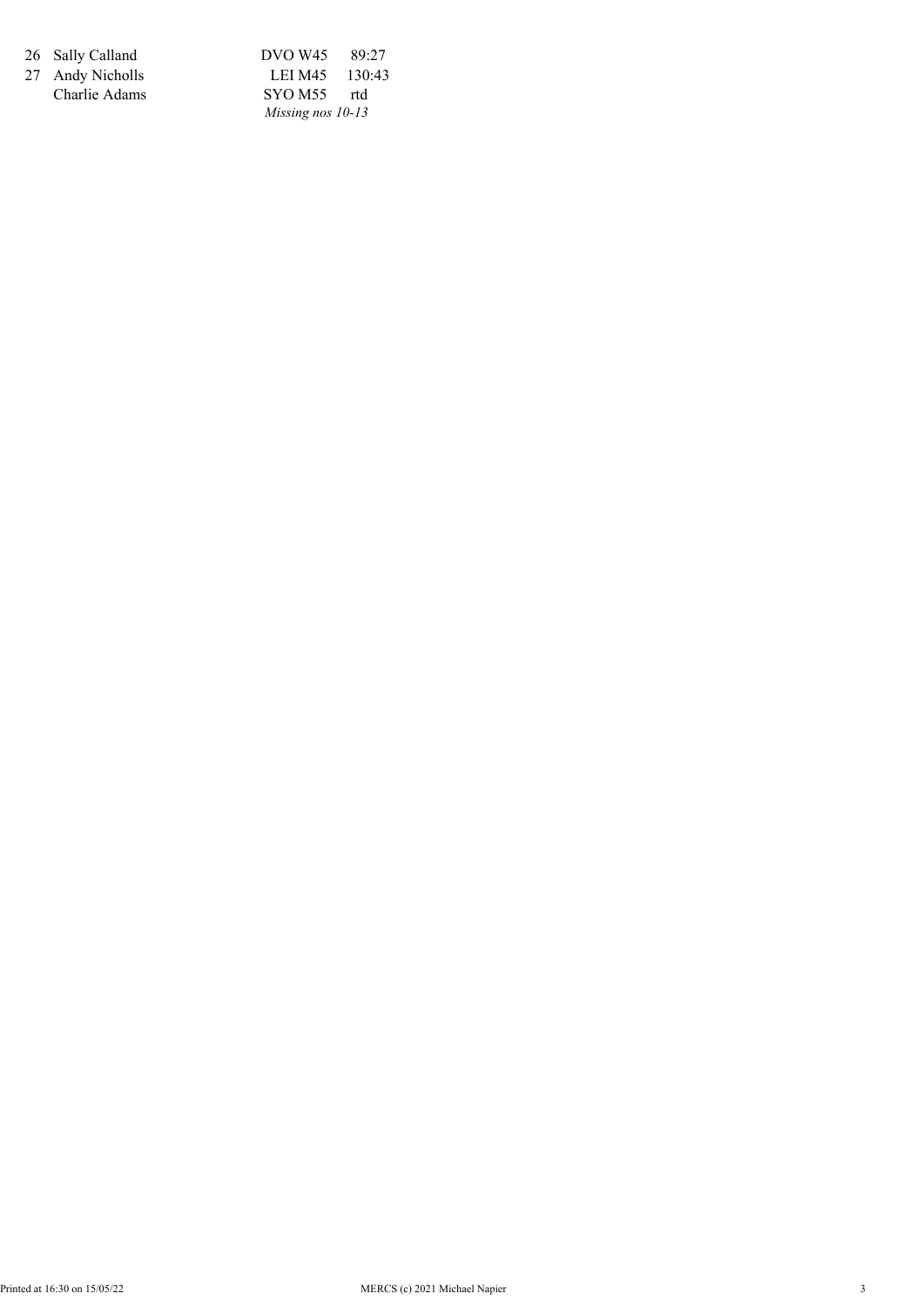| | | | |
|---|---|---|---|
| 26 | Sally Calland | DVO W45 | 89:27 |
| 27 | Andy Nicholls | LEI M45 | 130:43 |
| | Charlie Adams | SYO M55 | rtd |
| | | *Missing nos 10-13* | |